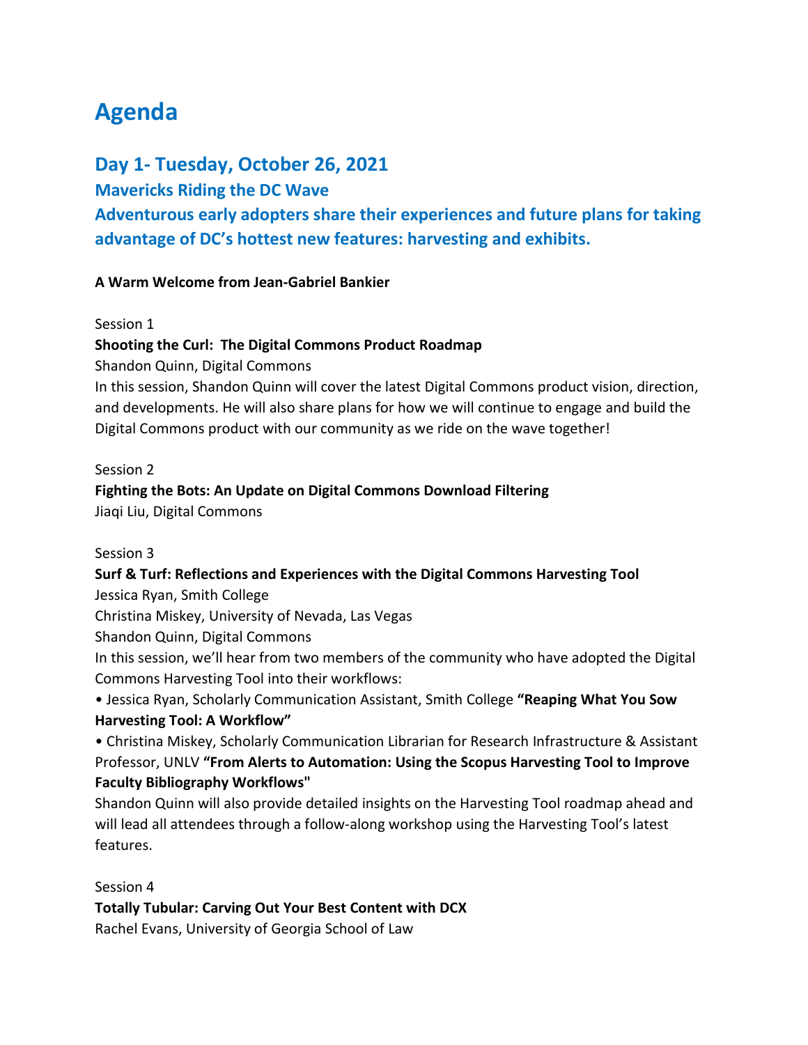# Agenda

## Day 1- Tuesday, October 26, 2021

### Mavericks Riding the DC Wave

### Adventurous early adopters share their experiences and future plans for taking advantage of DC's hottest new features: harvesting and exhibits.

**A Warm Welcome from Jean-Gabriel Bankier**

Session 1

**Shooting the Curl: The Digital Commons Product Roadmap**

Shandon Quinn, Digital Commons

In this session, Shandon Quinn will cover the latest Digital Commons product vision, direction, and developments. He will also share plans for how we will continue to engage and build the Digital Commons product with our community as we ride on the wave together!

Session 2

**Fighting the Bots: An Update on Digital Commons Download Filtering**

Jiaqi Liu, Digital Commons

Session 3

**Surf & Turf: Reflections and Experiences with the Digital Commons Harvesting Tool**

Jessica Ryan, Smith College

Christina Miskey, University of Nevada, Las Vegas

Shandon Quinn, Digital Commons

In this session, we'll hear from two members of the community who have adopted the Digital Commons Harvesting Tool into their workflows:

- Jessica Ryan, Scholarly Communication Assistant, Smith College **"Reaping What You Sow Harvesting Tool: A Workflow"**
- Christina Miskey, Scholarly Communication Librarian for Research Infrastructure & Assistant Professor, UNLV **"From Alerts to Automation: Using the Scopus Harvesting Tool to Improve Faculty Bibliography Workflows"**

Shandon Quinn will also provide detailed insights on the Harvesting Tool roadmap ahead and will lead all attendees through a follow-along workshop using the Harvesting Tool's latest features.

Session 4

**Totally Tubular: Carving Out Your Best Content with DCX**

Rachel Evans, University of Georgia School of Law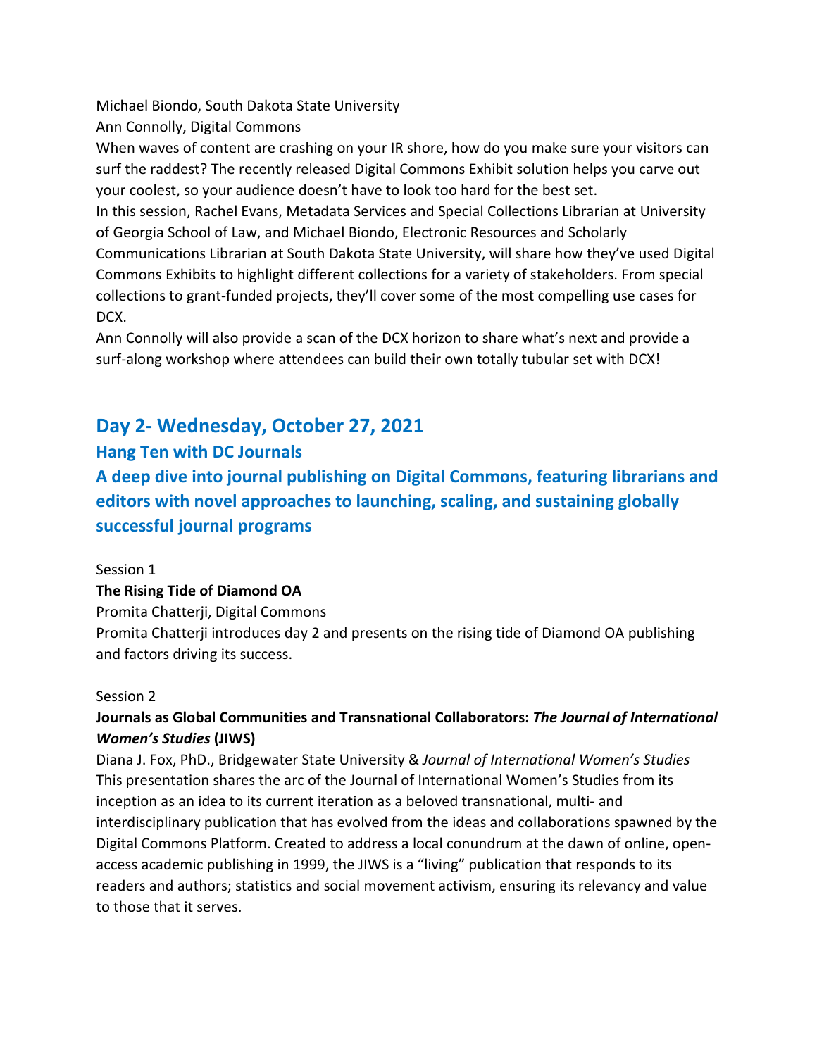Michael Biondo, South Dakota State University

Ann Connolly, Digital Commons

When waves of content are crashing on your IR shore, how do you make sure your visitors can surf the raddest? The recently released Digital Commons Exhibit solution helps you carve out your coolest, so your audience doesn't have to look too hard for the best set.

In this session, Rachel Evans, Metadata Services and Special Collections Librarian at University of Georgia School of Law, and Michael Biondo, Electronic Resources and Scholarly Communications Librarian at South Dakota State University, will share how they've used Digital Commons Exhibits to highlight different collections for a variety of stakeholders. From special collections to grant-funded projects, they'll cover some of the most compelling use cases for DCX.

Ann Connolly will also provide a scan of the DCX horizon to share what's next and provide a surf-along workshop where attendees can build their own totally tubular set with DCX!

## Day 2- Wednesday, October 27, 2021

### Hang Ten with DC Journals

### A deep dive into journal publishing on Digital Commons, featuring librarians and editors with novel approaches to launching, scaling, and sustaining globally successful journal programs

Session 1

**The Rising Tide of Diamond OA**

Promita Chatterji, Digital Commons

Promita Chatterji introduces day 2 and presents on the rising tide of Diamond OA publishing and factors driving its success.

Session 2

**Journals as Global Communities and Transnational Collaborators: *The Journal of International Women's Studies* (JIWS)**

Diana J. Fox, PhD., Bridgewater State University & *Journal of International Women's Studies*

This presentation shares the arc of the Journal of International Women's Studies from its inception as an idea to its current iteration as a beloved transnational, multi- and interdisciplinary publication that has evolved from the ideas and collaborations spawned by the Digital Commons Platform. Created to address a local conundrum at the dawn of online, open-access academic publishing in 1999, the JIWS is a "living" publication that responds to its readers and authors; statistics and social movement activism, ensuring its relevancy and value to those that it serves.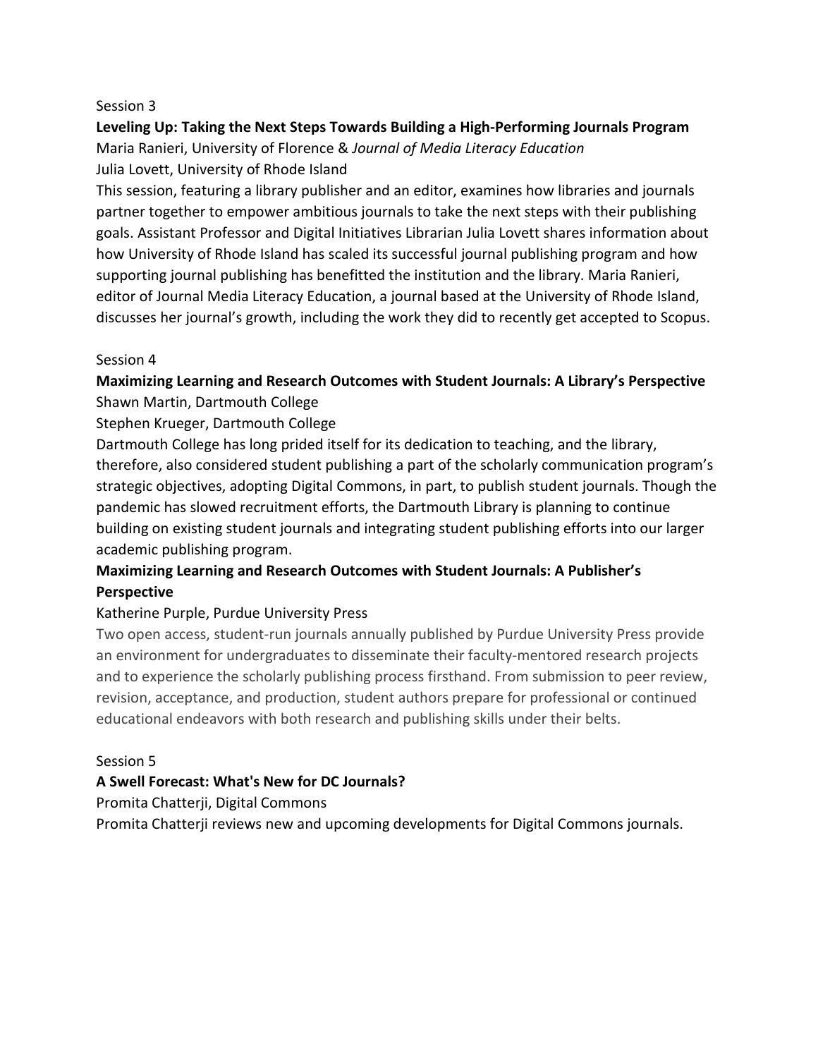Session 3

**Leveling Up: Taking the Next Steps Towards Building a High-Performing Journals Program**

Maria Ranieri, University of Florence & *Journal of Media Literacy Education*

Julia Lovett, University of Rhode Island

This session, featuring a library publisher and an editor, examines how libraries and journals partner together to empower ambitious journals to take the next steps with their publishing goals. Assistant Professor and Digital Initiatives Librarian Julia Lovett shares information about how University of Rhode Island has scaled its successful journal publishing program and how supporting journal publishing has benefitted the institution and the library. Maria Ranieri, editor of Journal Media Literacy Education, a journal based at the University of Rhode Island, discusses her journal's growth, including the work they did to recently get accepted to Scopus.

Session 4

**Maximizing Learning and Research Outcomes with Student Journals: A Library's Perspective**

Shawn Martin, Dartmouth College

Stephen Krueger, Dartmouth College

Dartmouth College has long prided itself for its dedication to teaching, and the library, therefore, also considered student publishing a part of the scholarly communication program's strategic objectives, adopting Digital Commons, in part, to publish student journals. Though the pandemic has slowed recruitment efforts, the Dartmouth Library is planning to continue building on existing student journals and integrating student publishing efforts into our larger academic publishing program.

**Maximizing Learning and Research Outcomes with Student Journals: A Publisher's Perspective**

Katherine Purple, Purdue University Press

Two open access, student-run journals annually published by Purdue University Press provide an environment for undergraduates to disseminate their faculty-mentored research projects and to experience the scholarly publishing process firsthand. From submission to peer review, revision, acceptance, and production, student authors prepare for professional or continued educational endeavors with both research and publishing skills under their belts.

Session 5

**A Swell Forecast: What's New for DC Journals?**

Promita Chatterji, Digital Commons

Promita Chatterji reviews new and upcoming developments for Digital Commons journals.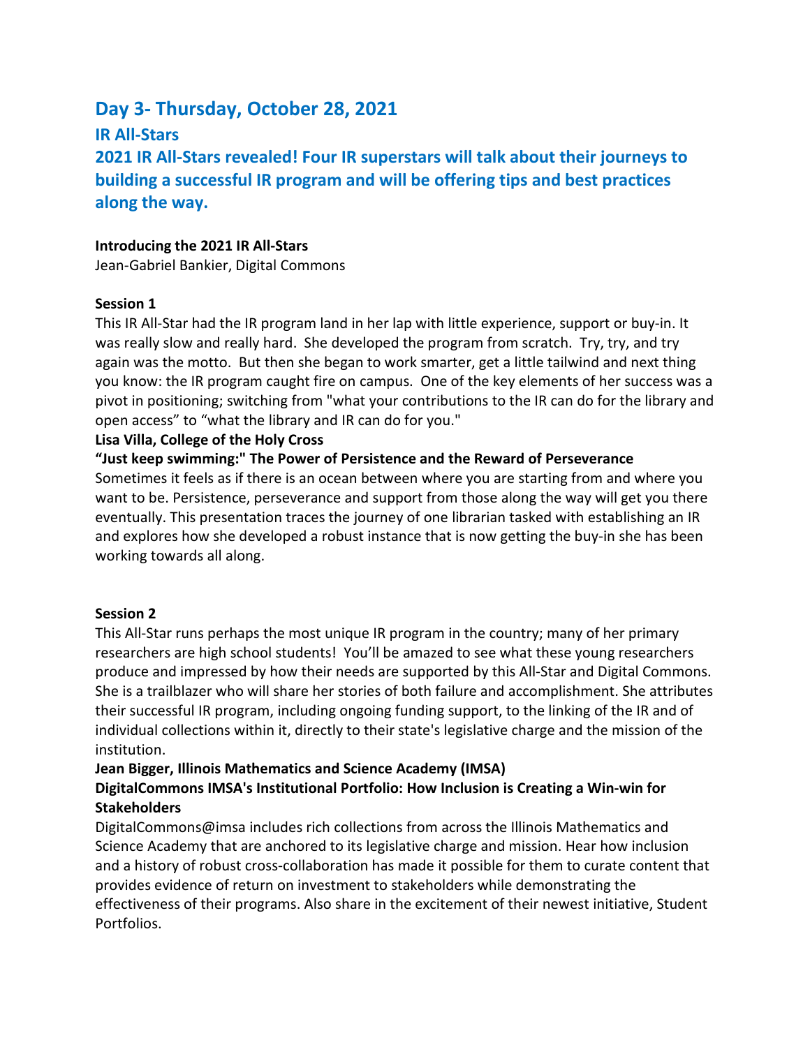## Day 3- Thursday, October 28, 2021

### IR All-Stars

### 2021 IR All-Stars revealed! Four IR superstars will talk about their journeys to building a successful IR program and will be offering tips and best practices along the way.

**Introducing the 2021 IR All-Stars**
Jean-Gabriel Bankier, Digital Commons

**Session 1**
This IR All-Star had the IR program land in her lap with little experience, support or buy-in. It was really slow and really hard. She developed the program from scratch. Try, try, and try again was the motto. But then she began to work smarter, get a little tailwind and next thing you know: the IR program caught fire on campus. One of the key elements of her success was a pivot in positioning; switching from "what your contributions to the IR can do for the library and open access" to "what the library and IR can do for you."

**Lisa Villa, College of the Holy Cross**

**"Just keep swimming:" The Power of Persistence and the Reward of Perseverance**

Sometimes it feels as if there is an ocean between where you are starting from and where you want to be. Persistence, perseverance and support from those along the way will get you there eventually. This presentation traces the journey of one librarian tasked with establishing an IR and explores how she developed a robust instance that is now getting the buy-in she has been working towards all along.

**Session 2**
This All-Star runs perhaps the most unique IR program in the country; many of her primary researchers are high school students! You'll be amazed to see what these young researchers produce and impressed by how their needs are supported by this All-Star and Digital Commons. She is a trailblazer who will share her stories of both failure and accomplishment. She attributes their successful IR program, including ongoing funding support, to the linking of the IR and of individual collections within it, directly to their state's legislative charge and the mission of the institution.

**Jean Bigger, Illinois Mathematics and Science Academy (IMSA)**

**DigitalCommons IMSA's Institutional Portfolio: How Inclusion is Creating a Win-win for Stakeholders**

DigitalCommons@imsa includes rich collections from across the Illinois Mathematics and Science Academy that are anchored to its legislative charge and mission. Hear how inclusion and a history of robust cross-collaboration has made it possible for them to curate content that provides evidence of return on investment to stakeholders while demonstrating the effectiveness of their programs. Also share in the excitement of their newest initiative, Student Portfolios.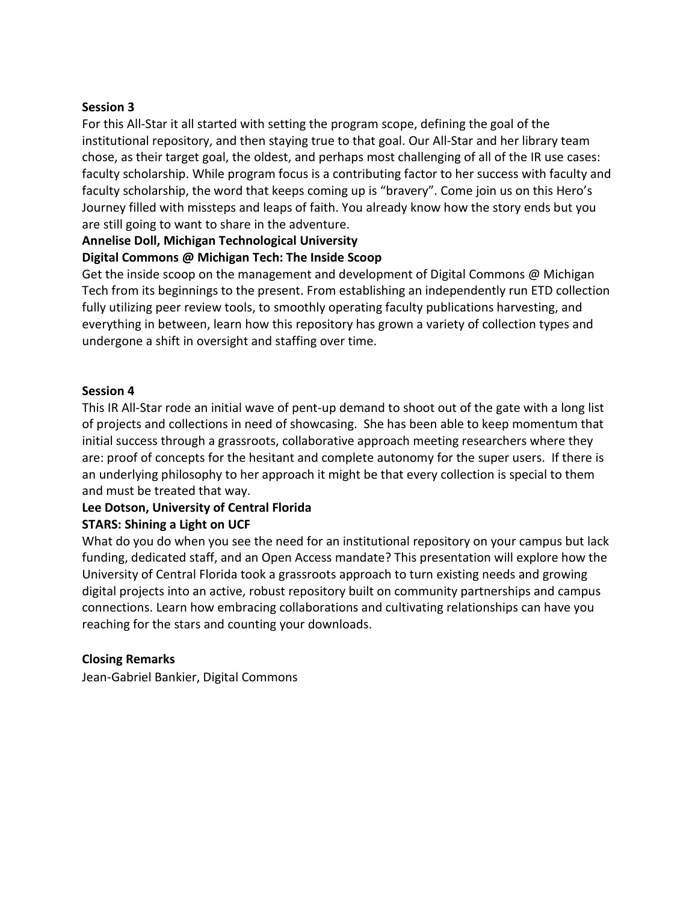**Session 3**

For this All-Star it all started with setting the program scope, defining the goal of the institutional repository, and then staying true to that goal. Our All-Star and her library team chose, as their target goal, the oldest, and perhaps most challenging of all of the IR use cases: faculty scholarship. While program focus is a contributing factor to her success with faculty and faculty scholarship, the word that keeps coming up is "bravery". Come join us on this Hero's Journey filled with missteps and leaps of faith. You already know how the story ends but you are still going to want to share in the adventure.

**Annelise Doll, Michigan Technological University**

**Digital Commons @ Michigan Tech: The Inside Scoop**

Get the inside scoop on the management and development of Digital Commons @ Michigan Tech from its beginnings to the present. From establishing an independently run ETD collection fully utilizing peer review tools, to smoothly operating faculty publications harvesting, and everything in between, learn how this repository has grown a variety of collection types and undergone a shift in oversight and staffing over time.

**Session 4**

This IR All-Star rode an initial wave of pent-up demand to shoot out of the gate with a long list of projects and collections in need of showcasing. She has been able to keep momentum that initial success through a grassroots, collaborative approach meeting researchers where they are: proof of concepts for the hesitant and complete autonomy for the super users. If there is an underlying philosophy to her approach it might be that every collection is special to them and must be treated that way.

**Lee Dotson, University of Central Florida**

**STARS: Shining a Light on UCF**

What do you do when you see the need for an institutional repository on your campus but lack funding, dedicated staff, and an Open Access mandate? This presentation will explore how the University of Central Florida took a grassroots approach to turn existing needs and growing digital projects into an active, robust repository built on community partnerships and campus connections. Learn how embracing collaborations and cultivating relationships can have you reaching for the stars and counting your downloads.

**Closing Remarks**

Jean-Gabriel Bankier, Digital Commons